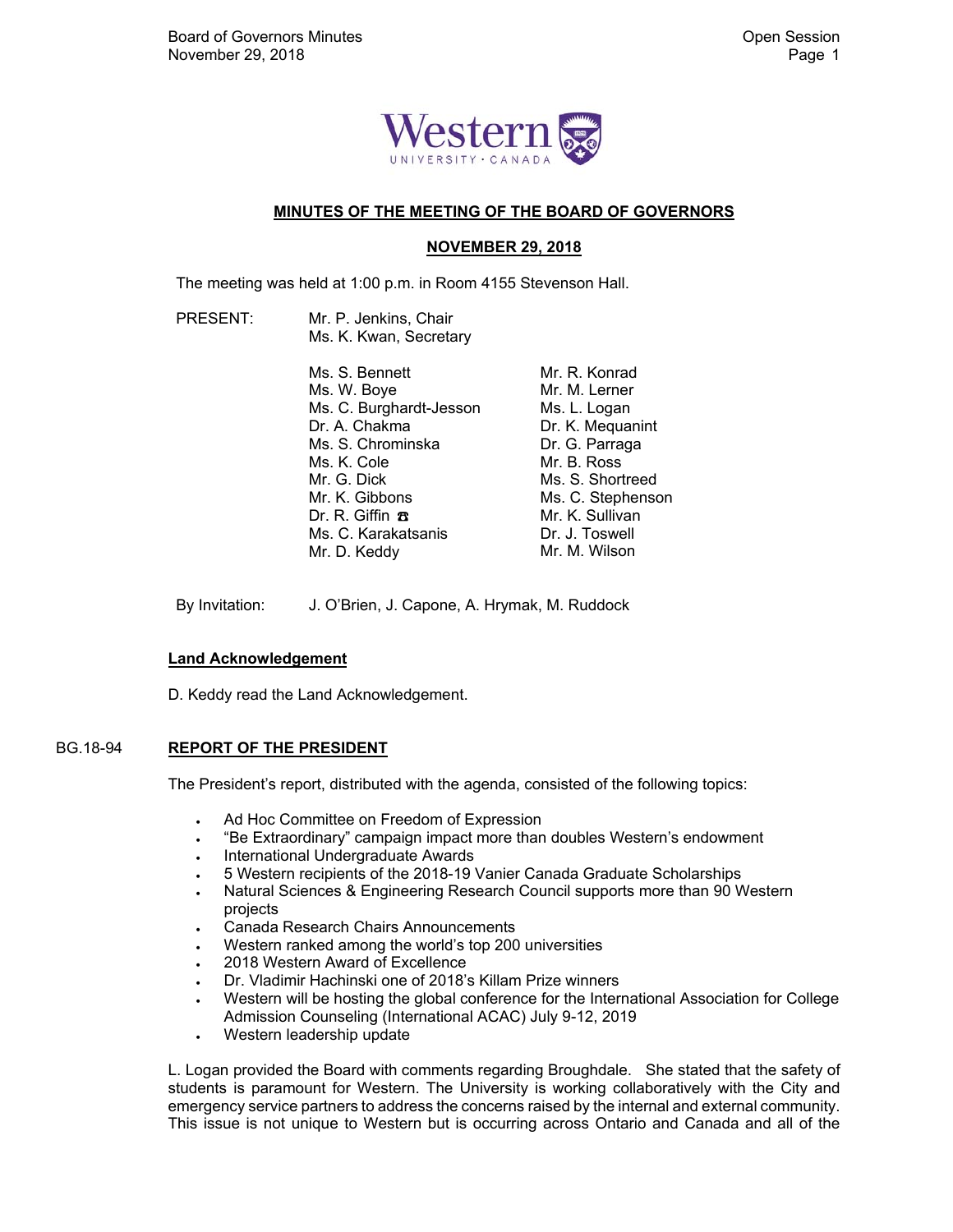## MINUTES OF THE MEETING OF THE BOARD OF GOVERNORS

### NOVEMBER 29, 2018

The meeting was held at 1:00 p.m. in Room 4155 Stevenson Hall.

PRESENT: Mr. P. Jenkins, Chair
Ms. K. Kwan, Secretary

Ms. S. Bennett
Ms. W. Boye
Ms. C. Burghardt-Jesson
Dr. A. Chakma
Ms. S. Chrominska
Ms. K. Cole
Mr. G. Dick
Mr. K. Gibbons
Dr. R. Giffin ☎
Ms. C. Karakatsanis
Mr. D. Keddy
Mr. R. Konrad
Mr. M. Lerner
Ms. L. Logan
Dr. K. Mequanint
Dr. G. Parraga
Mr. B. Ross
Ms. S. Shortreed
Ms. C. Stephenson
Mr. K. Sullivan
Dr. J. Toswell
Mr. M. Wilson

By Invitation: J. O'Brien, J. Capone, A. Hrymak, M. Ruddock

**Land Acknowledgement**

D. Keddy read the Land Acknowledgement.

BG.18-94 **REPORT OF THE PRESIDENT**

The President's report, distributed with the agenda, consisted of the following topics:

- Ad Hoc Committee on Freedom of Expression
- "Be Extraordinary" campaign impact more than doubles Western's endowment
- International Undergraduate Awards
- 5 Western recipients of the 2018-19 Vanier Canada Graduate Scholarships
- Natural Sciences & Engineering Research Council supports more than 90 Western projects
- Canada Research Chairs Announcements
- Western ranked among the world's top 200 universities
- 2018 Western Award of Excellence
- Dr. Vladimir Hachinski one of 2018's Killam Prize winners
- Western will be hosting the global conference for the International Association for College Admission Counseling (International ACAC) July 9-12, 2019
- Western leadership update

L. Logan provided the Board with comments regarding Broughdale. She stated that the safety of students is paramount for Western. The University is working collaboratively with the City and emergency service partners to address the concerns raised by the internal and external community. This issue is not unique to Western but is occurring across Ontario and Canada and all of the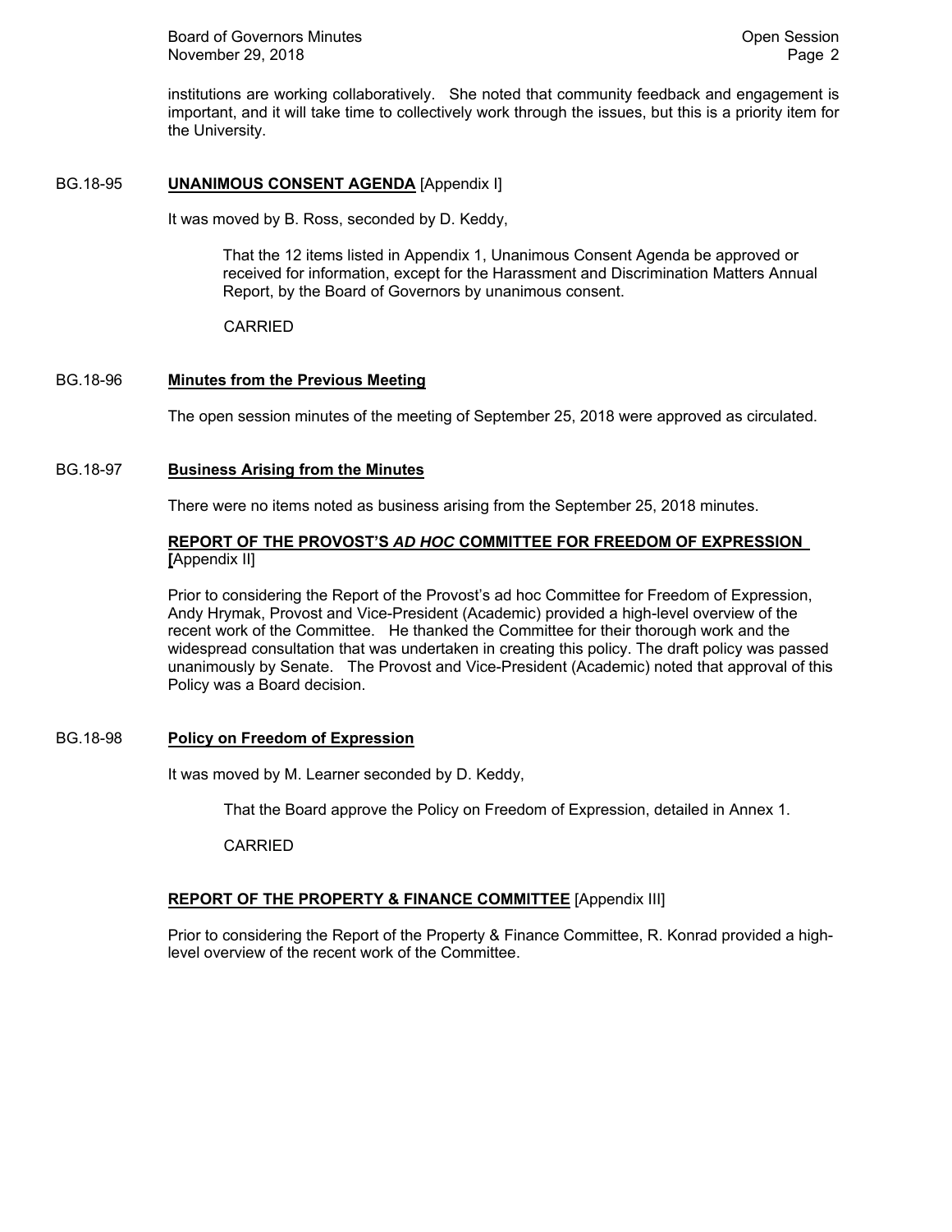institutions are working collaboratively. She noted that community feedback and engagement is important, and it will take time to collectively work through the issues, but this is a priority item for the University.

BG.18-95 **UNANIMOUS CONSENT AGENDA** [Appendix I]

It was moved by B. Ross, seconded by D. Keddy,

> That the 12 items listed in Appendix 1, Unanimous Consent Agenda be approved or received for information, except for the Harassment and Discrimination Matters Annual Report, by the Board of Governors by unanimous consent.
>
> CARRIED

BG.18-96 **Minutes from the Previous Meeting**

The open session minutes of the meeting of September 25, 2018 were approved as circulated.

BG.18-97 **Business Arising from the Minutes**

There were no items noted as business arising from the September 25, 2018 minutes.

**REPORT OF THE PROVOST'S *AD HOC* COMMITTEE FOR FREEDOM OF EXPRESSION [**Appendix II]

Prior to considering the Report of the Provost's ad hoc Committee for Freedom of Expression, Andy Hrymak, Provost and Vice-President (Academic) provided a high-level overview of the recent work of the Committee. He thanked the Committee for their thorough work and the widespread consultation that was undertaken in creating this policy. The draft policy was passed unanimously by Senate. The Provost and Vice-President (Academic) noted that approval of this Policy was a Board decision.

BG.18-98 **Policy on Freedom of Expression**

It was moved by M. Learner seconded by D. Keddy,

> That the Board approve the Policy on Freedom of Expression, detailed in Annex 1.
>
> CARRIED

**REPORT OF THE PROPERTY & FINANCE COMMITTEE** [Appendix III]

Prior to considering the Report of the Property & Finance Committee, R. Konrad provided a high-level overview of the recent work of the Committee.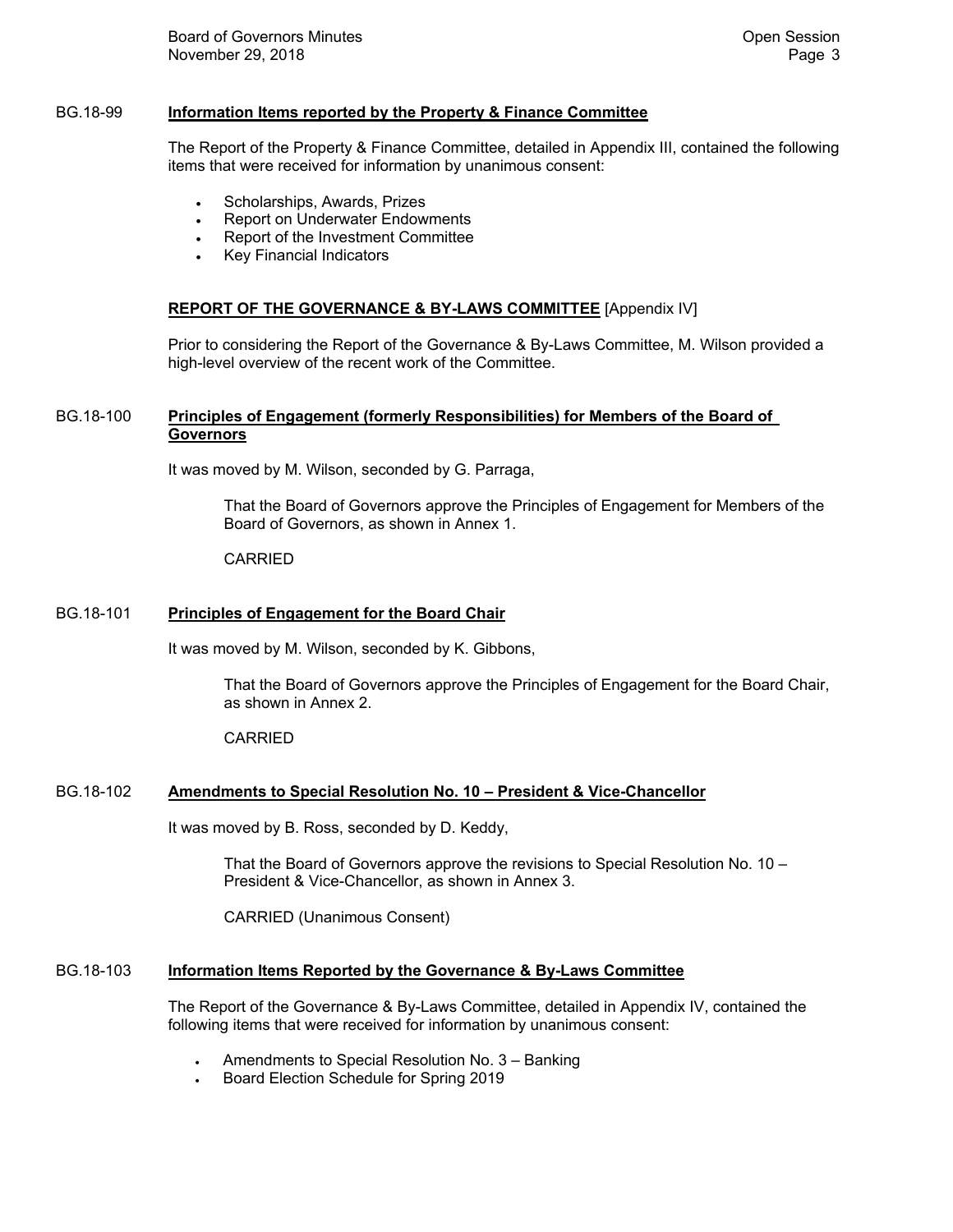### BG.18-99 **Information Items reported by the Property & Finance Committee**

The Report of the Property & Finance Committee, detailed in Appendix III, contained the following items that were received for information by unanimous consent:

- Scholarships, Awards, Prizes
- Report on Underwater Endowments
- Report of the Investment Committee
- Key Financial Indicators

## **REPORT OF THE GOVERNANCE & BY-LAWS COMMITTEE** [Appendix IV]

Prior to considering the Report of the Governance & By-Laws Committee, M. Wilson provided a high-level overview of the recent work of the Committee.

### BG.18-100 **Principles of Engagement (formerly Responsibilities) for Members of the Board of Governors**

It was moved by M. Wilson, seconded by G. Parraga,

> That the Board of Governors approve the Principles of Engagement for Members of the Board of Governors, as shown in Annex 1.
>
> CARRIED

### BG.18-101 **Principles of Engagement for the Board Chair**

It was moved by M. Wilson, seconded by K. Gibbons,

> That the Board of Governors approve the Principles of Engagement for the Board Chair, as shown in Annex 2.
>
> CARRIED

### BG.18-102 **Amendments to Special Resolution No. 10 – President & Vice-Chancellor**

It was moved by B. Ross, seconded by D. Keddy,

> That the Board of Governors approve the revisions to Special Resolution No. 10 – President & Vice-Chancellor, as shown in Annex 3.
>
> CARRIED (Unanimous Consent)

### BG.18-103 **Information Items Reported by the Governance & By-Laws Committee**

The Report of the Governance & By-Laws Committee, detailed in Appendix IV, contained the following items that were received for information by unanimous consent:

- Amendments to Special Resolution No. 3 – Banking
- Board Election Schedule for Spring 2019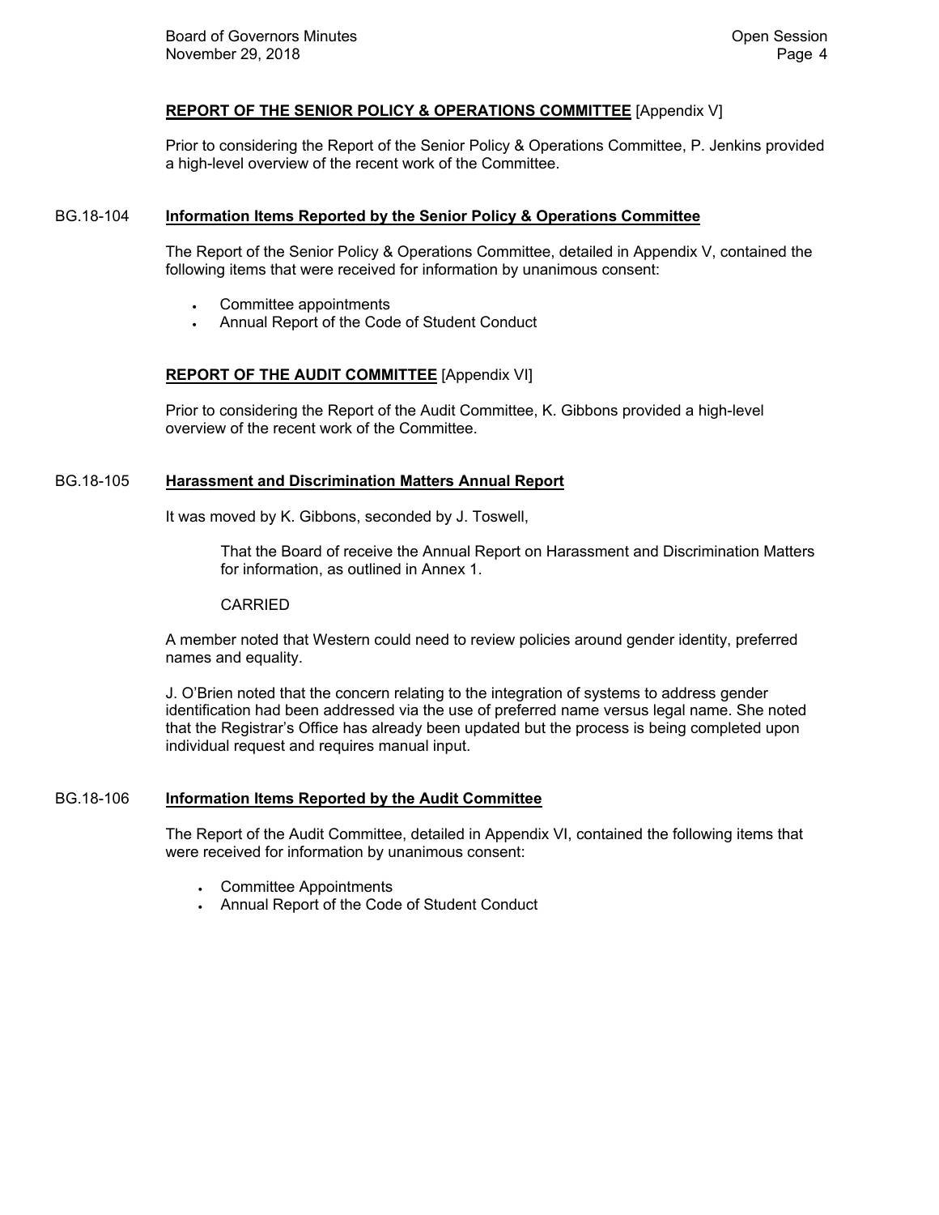**REPORT OF THE SENIOR POLICY & OPERATIONS COMMITTEE** [Appendix V]

Prior to considering the Report of the Senior Policy & Operations Committee, P. Jenkins provided a high-level overview of the recent work of the Committee.

BG.18-104 **Information Items Reported by the Senior Policy & Operations Committee**

The Report of the Senior Policy & Operations Committee, detailed in Appendix V, contained the following items that were received for information by unanimous consent:

- Committee appointments
- Annual Report of the Code of Student Conduct

**REPORT OF THE AUDIT COMMITTEE** [Appendix VI]

Prior to considering the Report of the Audit Committee, K. Gibbons provided a high-level overview of the recent work of the Committee.

BG.18-105 **Harassment and Discrimination Matters Annual Report**

It was moved by K. Gibbons, seconded by J. Toswell,

> That the Board of receive the Annual Report on Harassment and Discrimination Matters for information, as outlined in Annex 1.
>
> CARRIED

A member noted that Western could need to review policies around gender identity, preferred names and equality.

J. O'Brien noted that the concern relating to the integration of systems to address gender identification had been addressed via the use of preferred name versus legal name. She noted that the Registrar's Office has already been updated but the process is being completed upon individual request and requires manual input.

BG.18-106 **Information Items Reported by the Audit Committee**

The Report of the Audit Committee, detailed in Appendix VI, contained the following items that were received for information by unanimous consent:

- Committee Appointments
- Annual Report of the Code of Student Conduct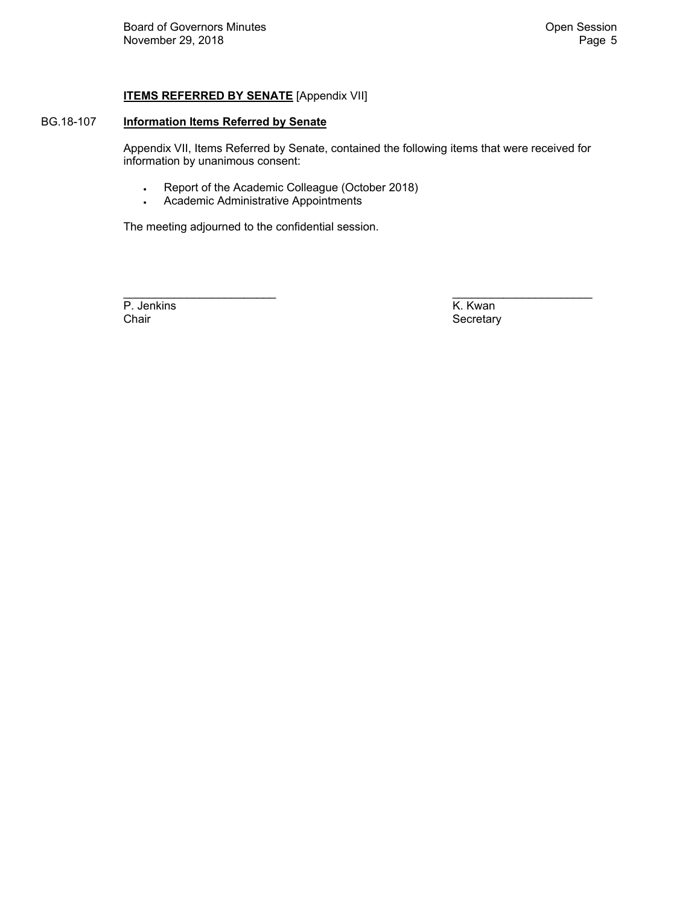**ITEMS REFERRED BY SENATE** [Appendix VII]

BG.18-107 **Information Items Referred by Senate**

Appendix VII, Items Referred by Senate, contained the following items that were received for information by unanimous consent:

- Report of the Academic Colleague (October 2018)
- Academic Administrative Appointments

The meeting adjourned to the confidential session.

\_\_\_\_\_\_\_\_\_\_\_\_\_\_\_\_\_\_\_\_\_\_\_\_
P. Jenkins
Chair

\_\_\_\_\_\_\_\_\_\_\_\_\_\_\_\_\_\_\_\_\_\_\_\_
K. Kwan
Secretary